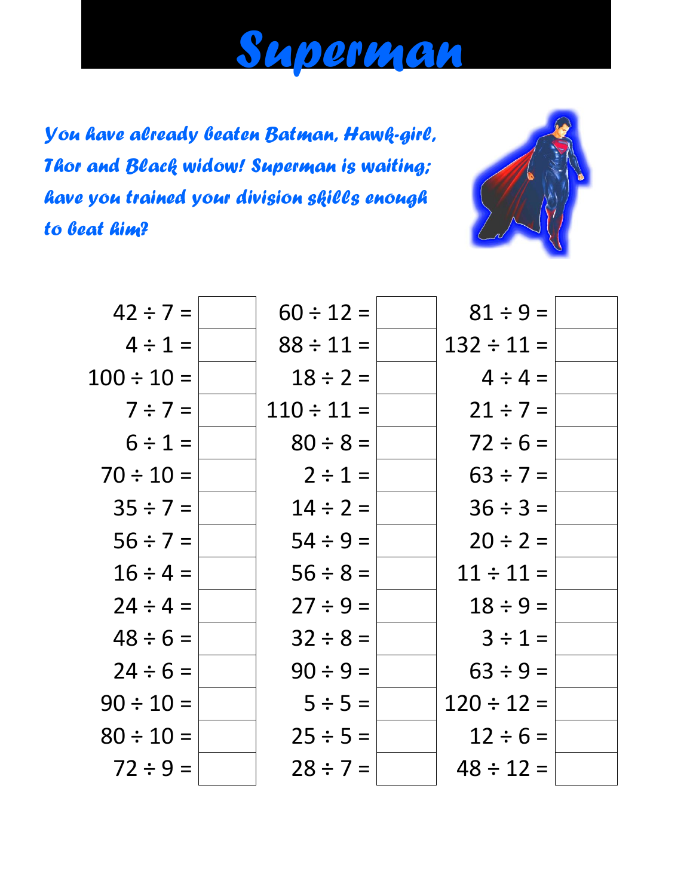# Superman

*You have already beaten Batman, Hawk-girl, Thor and Black widow! Superman is waiting; have you trained your division skills enough to beat him?*

| | | | | | |
|---|---|---|---|---|---|
| 42 ÷ 7 = | | 60 ÷ 12 = | | 81 ÷ 9 = | |
| 4 ÷ 1 = | | 88 ÷ 11 = | | 132 ÷ 11 = | |
| 100 ÷ 10 = | | 18 ÷ 2 = | | 4 ÷ 4 = | |
| 7 ÷ 7 = | | 110 ÷ 11 = | | 21 ÷ 7 = | |
| 6 ÷ 1 = | | 80 ÷ 8 = | | 72 ÷ 6 = | |
| 70 ÷ 10 = | | 2 ÷ 1 = | | 63 ÷ 7 = | |
| 35 ÷ 7 = | | 14 ÷ 2 = | | 36 ÷ 3 = | |
| 56 ÷ 7 = | | 54 ÷ 9 = | | 20 ÷ 2 = | |
| 16 ÷ 4 = | | 56 ÷ 8 = | | 11 ÷ 11 = | |
| 24 ÷ 4 = | | 27 ÷ 9 = | | 18 ÷ 9 = | |
| 48 ÷ 6 = | | 32 ÷ 8 = | | 3 ÷ 1 = | |
| 24 ÷ 6 = | | 90 ÷ 9 = | | 63 ÷ 9 = | |
| 90 ÷ 10 = | | 5 ÷ 5 = | | 120 ÷ 12 = | |
| 80 ÷ 10 = | | 25 ÷ 5 = | | 12 ÷ 6 = | |
| 72 ÷ 9 = | | 28 ÷ 7 = | | 48 ÷ 12 = | |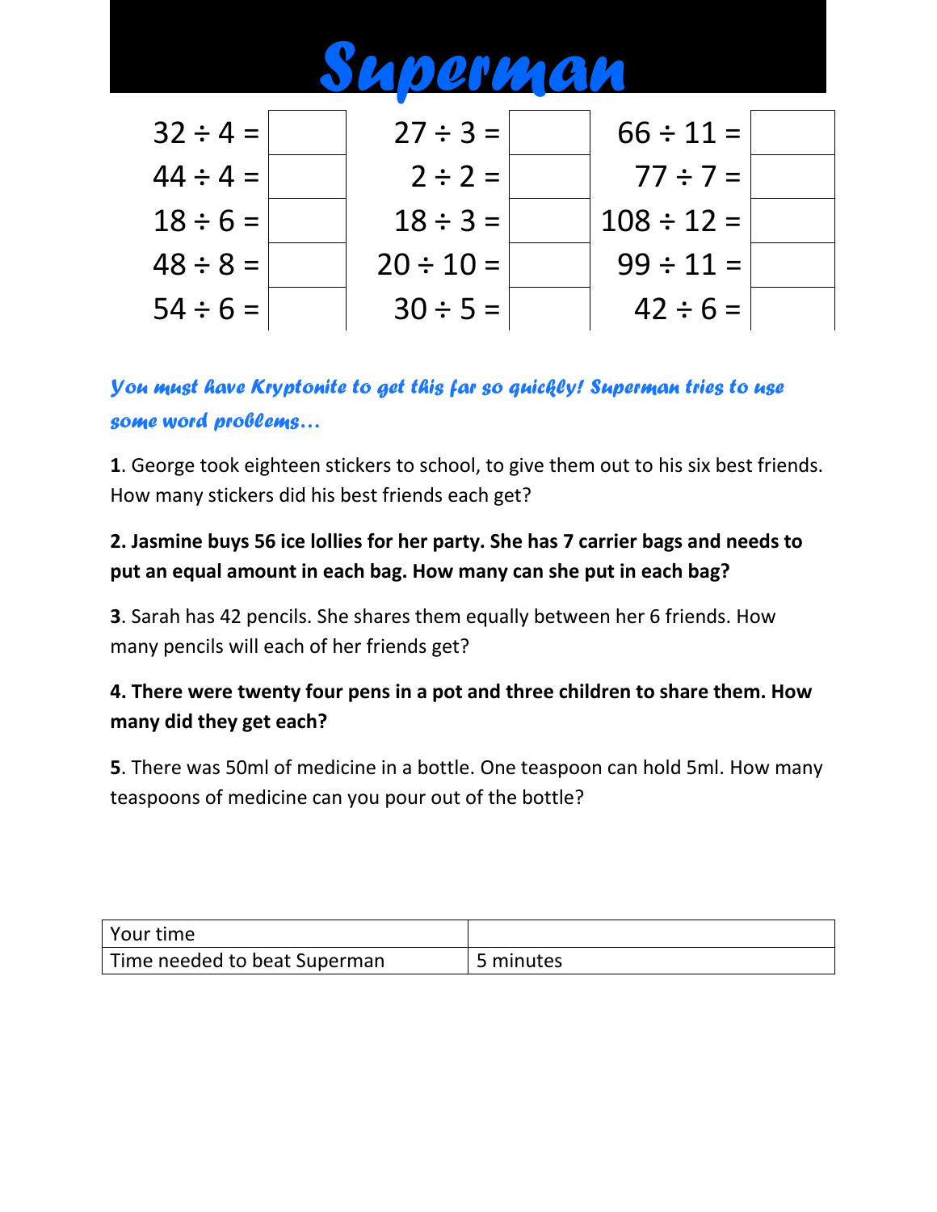# Superman

| | | | | | |
|---|---|---|---|---|---|
| $32 \div 4 =$ | | $27 \div 3 =$ | | $66 \div 11 =$ | |
| $44 \div 4 =$ | | $2 \div 2 =$ | | $77 \div 7 =$ | |
| $18 \div 6 =$ | | $18 \div 3 =$ | | $108 \div 12 =$ | |
| $48 \div 8 =$ | | $20 \div 10 =$ | | $99 \div 11 =$ | |
| $54 \div 6 =$ | | $30 \div 5 =$ | | $42 \div 6 =$ | |

*You must have Kryptonite to get this far so quickly! Superman tries to use some word problems…*

**1**. George took eighteen stickers to school, to give them out to his six best friends. How many stickers did his best friends each get?

**2. Jasmine buys 56 ice lollies for her party. She has 7 carrier bags and needs to put an equal amount in each bag. How many can she put in each bag?**

**3**. Sarah has 42 pencils. She shares them equally between her 6 friends. How many pencils will each of her friends get?

**4. There were twenty four pens in a pot and three children to share them. How many did they get each?**

**5**. There was 50ml of medicine in a bottle. One teaspoon can hold 5ml. How many teaspoons of medicine can you pour out of the bottle?

| | |
|---|---|
| Your time | |
| Time needed to beat Superman | 5 minutes |